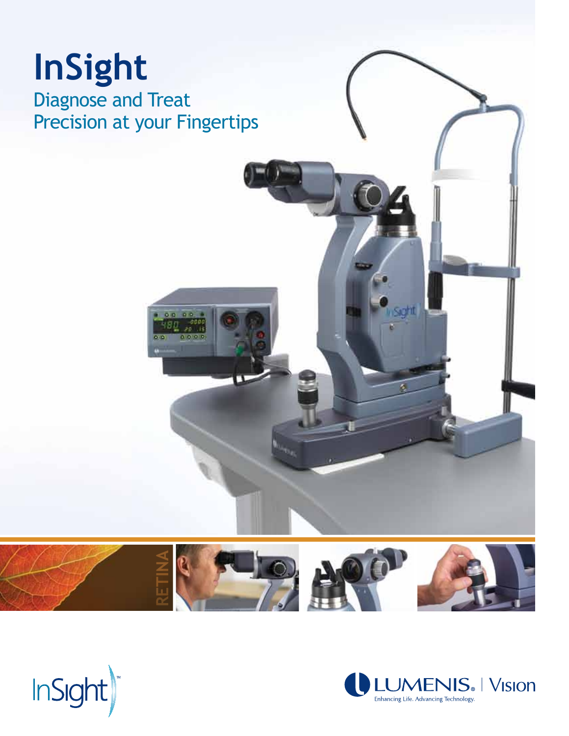# InSight

## Diagnose and Treat
## Precision at your Fingertips

RETINA

InSight™

LUMENIS® | Vision

Enhancing Life. Advancing Technology.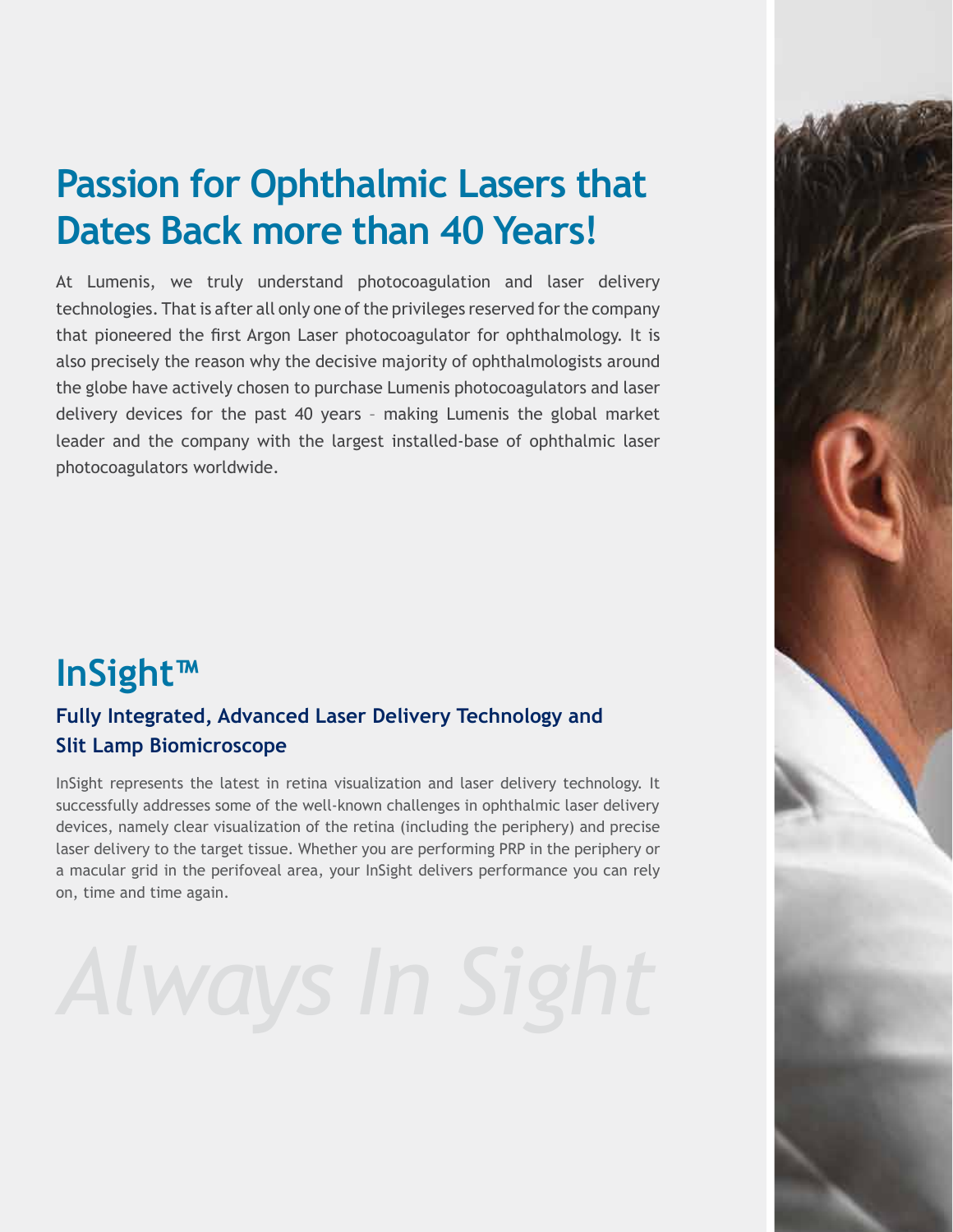# Passion for Ophthalmic Lasers that Dates Back more than 40 Years!

At Lumenis, we truly understand photocoagulation and laser delivery technologies. That is after all only one of the privileges reserved for the company that pioneered the first Argon Laser photocoagulator for ophthalmology. It is also precisely the reason why the decisive majority of ophthalmologists around the globe have actively chosen to purchase Lumenis photocoagulators and laser delivery devices for the past 40 years – making Lumenis the global market leader and the company with the largest installed-base of ophthalmic laser photocoagulators worldwide.

# InSight™

### Fully Integrated, Advanced Laser Delivery Technology and Slit Lamp Biomicroscope

InSight represents the latest in retina visualization and laser delivery technology. It successfully addresses some of the well-known challenges in ophthalmic laser delivery devices, namely clear visualization of the retina (including the periphery) and precise laser delivery to the target tissue. Whether you are performing PRP in the periphery or a macular grid in the perifoveal area, your InSight delivers performance you can rely on, time and time again.

*Always In Sight*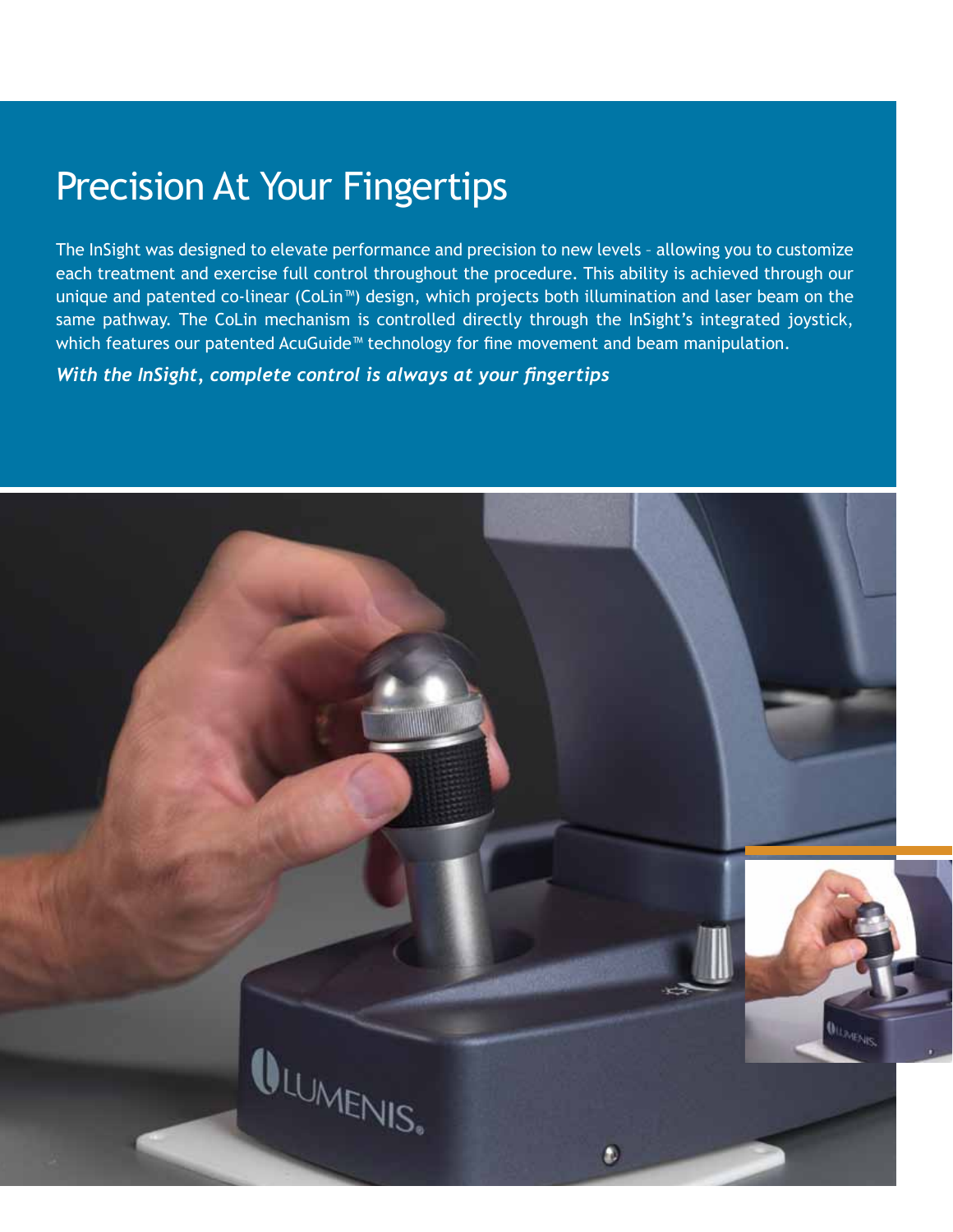# Precision At Your Fingertips

The InSight was designed to elevate performance and precision to new levels – allowing you to customize each treatment and exercise full control throughout the procedure. This ability is achieved through our unique and patented co-linear (CoLin™) design, which projects both illumination and laser beam on the same pathway. The CoLin mechanism is controlled directly through the InSight's integrated joystick, which features our patented AcuGuide™ technology for fine movement and beam manipulation.

***With the InSight, complete control is always at your fingertips***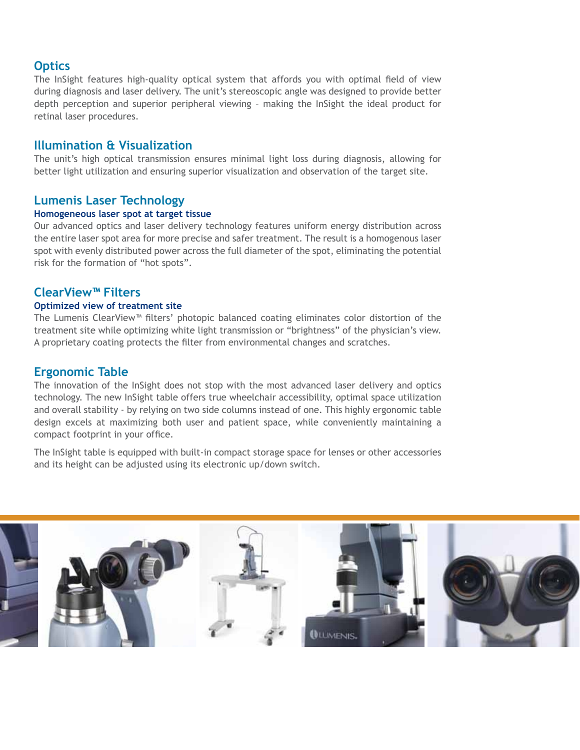## Optics

The InSight features high-quality optical system that affords you with optimal field of view during diagnosis and laser delivery. The unit's stereoscopic angle was designed to provide better depth perception and superior peripheral viewing – making the InSight the ideal product for retinal laser procedures.

## Illumination & Visualization

The unit's high optical transmission ensures minimal light loss during diagnosis, allowing for better light utilization and ensuring superior visualization and observation of the target site.

## Lumenis Laser Technology

### Homogeneous laser spot at target tissue

Our advanced optics and laser delivery technology features uniform energy distribution across the entire laser spot area for more precise and safer treatment. The result is a homogenous laser spot with evenly distributed power across the full diameter of the spot, eliminating the potential risk for the formation of "hot spots".

## ClearView™ Filters

### Optimized view of treatment site

The Lumenis ClearView™ filters' photopic balanced coating eliminates color distortion of the treatment site while optimizing white light transmission or "brightness" of the physician's view. A proprietary coating protects the filter from environmental changes and scratches.

## Ergonomic Table

The innovation of the InSight does not stop with the most advanced laser delivery and optics technology. The new InSight table offers true wheelchair accessibility, optimal space utilization and overall stability - by relying on two side columns instead of one. This highly ergonomic table design excels at maximizing both user and patient space, while conveniently maintaining a compact footprint in your office.

The InSight table is equipped with built-in compact storage space for lenses or other accessories and its height can be adjusted using its electronic up/down switch.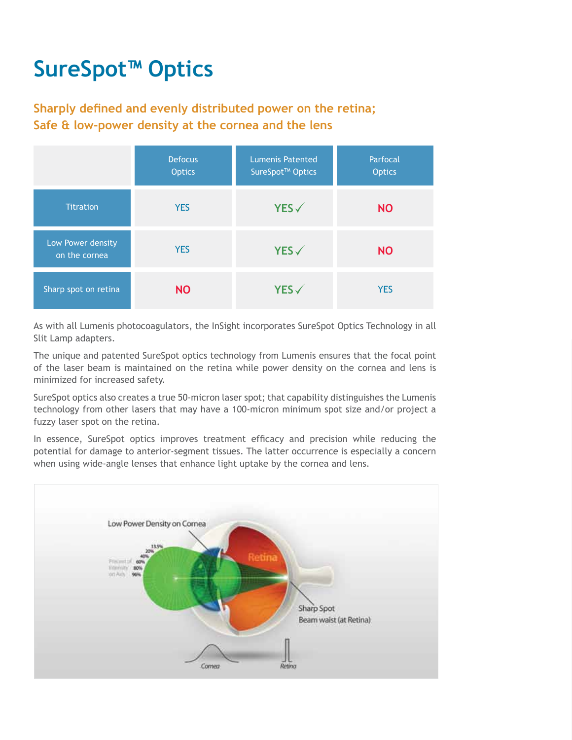# SureSpot™ Optics

## Sharply defined and evenly distributed power on the retina; Safe & low-power density at the cornea and the lens

| | Defocus Optics | Lumenis Patented SureSpot™ Optics | Parfocal Optics |
|---|---|---|---|
| Titration | YES | YES ✓ | NO |
| Low Power density on the cornea | YES | YES ✓ | NO |
| Sharp spot on retina | NO | YES ✓ | YES |

As with all Lumenis photocoagulators, the InSight incorporates SureSpot Optics Technology in all Slit Lamp adapters.

The unique and patented SureSpot optics technology from Lumenis ensures that the focal point of the laser beam is maintained on the retina while power density on the cornea and lens is minimized for increased safety.

SureSpot optics also creates a true 50-micron laser spot; that capability distinguishes the Lumenis technology from other lasers that may have a 100-micron minimum spot size and/or project a fuzzy laser spot on the retina.

In essence, SureSpot optics improves treatment efficacy and precision while reducing the potential for damage to anterior-segment tissues. The latter occurrence is especially a concern when using wide-angle lenses that enhance light uptake by the cornea and lens.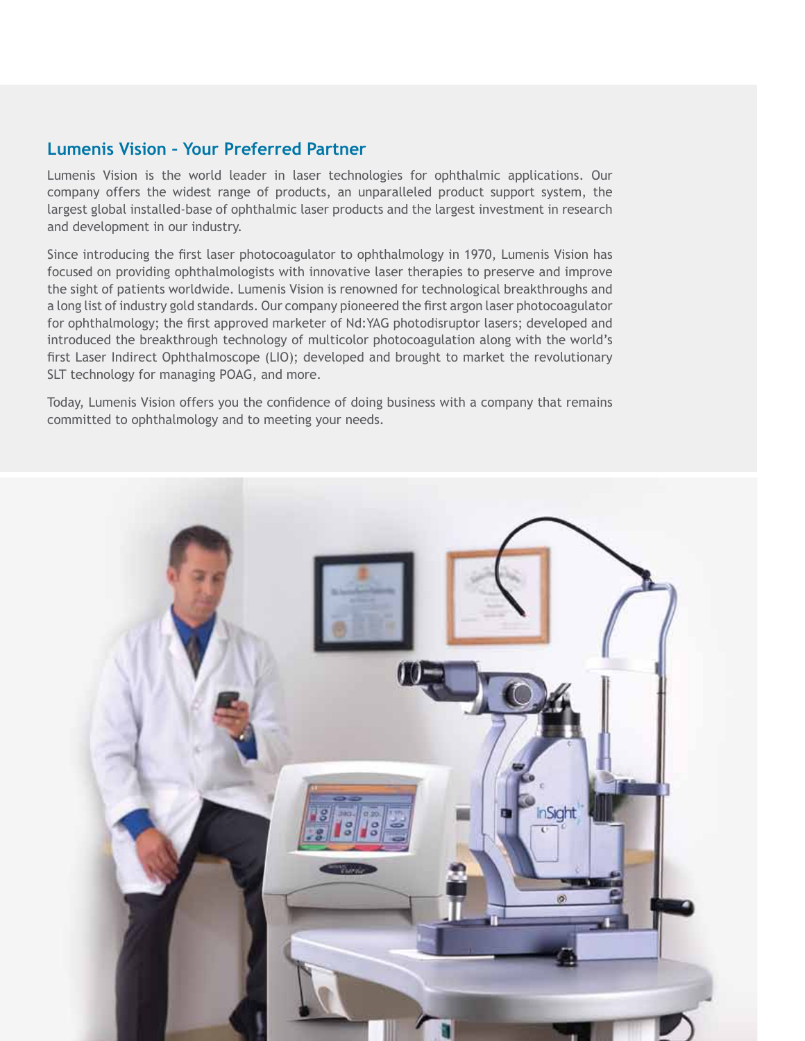## Lumenis Vision – Your Preferred Partner

Lumenis Vision is the world leader in laser technologies for ophthalmic applications. Our company offers the widest range of products, an unparalleled product support system, the largest global installed-base of ophthalmic laser products and the largest investment in research and development in our industry.

Since introducing the first laser photocoagulator to ophthalmology in 1970, Lumenis Vision has focused on providing ophthalmologists with innovative laser therapies to preserve and improve the sight of patients worldwide. Lumenis Vision is renowned for technological breakthroughs and a long list of industry gold standards. Our company pioneered the first argon laser photocoagulator for ophthalmology; the first approved marketer of Nd:YAG photodisruptor lasers; developed and introduced the breakthrough technology of multicolor photocoagulation along with the world's first Laser Indirect Ophthalmoscope (LIO); developed and brought to market the revolutionary SLT technology for managing POAG, and more.

Today, Lumenis Vision offers you the confidence of doing business with a company that remains committed to ophthalmology and to meeting your needs.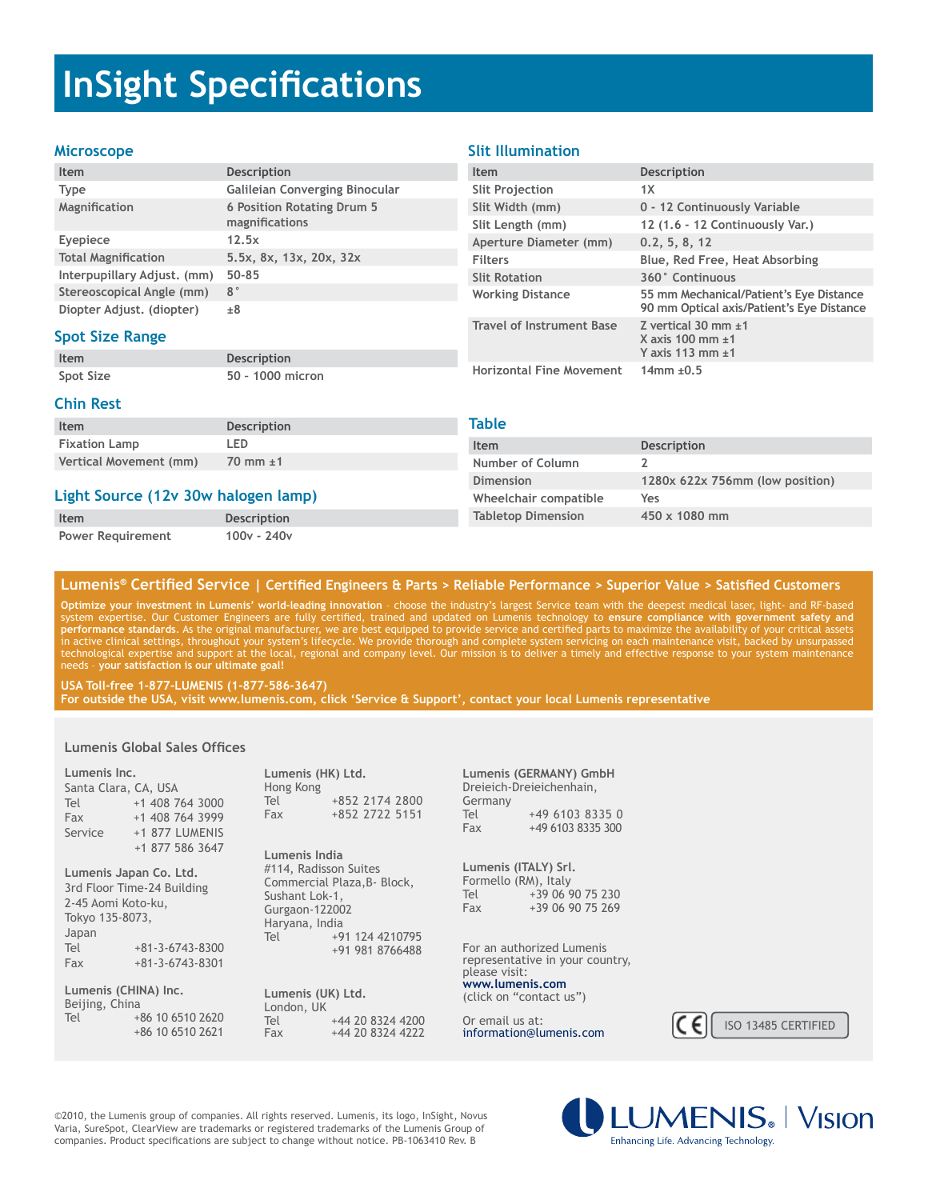# InSight Specifications

## Microscope

| Item | Description |
|---|---|
| Type | Galileian Converging Binocular |
| Magnification | 6 Position Rotating Drum 5 magnifications |
| Eyepiece | 12.5x |
| Total Magnification | 5.5x, 8x, 13x, 20x, 32x |
| Interpupillary Adjust. (mm) | 50-85 |
| Stereoscopical Angle (mm) | 8˚ |
| Diopter Adjust. (diopter) | ±8 |

## Spot Size Range

| Item | Description |
|---|---|
| Spot Size | 50 - 1000 micron |

## Chin Rest

| Item | Description |
|---|---|
| Fixation Lamp | LED |
| Vertical Movement (mm) | 70 mm ±1 |

## Light Source (12v 30w halogen lamp)

| Item | Description |
|---|---|
| Power Requirement | 100v - 240v |

## Slit Illumination

| Item | Description |
|---|---|
| Slit Projection | 1X |
| Slit Width (mm) | 0 - 12 Continuously Variable |
| Slit Length (mm) | 12 (1.6 - 12 Continuously Var.) |
| Aperture Diameter (mm) | 0.2, 5, 8, 12 |
| Filters | Blue, Red Free, Heat Absorbing |
| Slit Rotation | 360˚ Continuous |
| Working Distance | 55 mm Mechanical/Patient's Eye Distance<br>90 mm Optical axis/Patient's Eye Distance |
| Travel of Instrument Base | Z vertical 30 mm ±1<br>X axis 100 mm ±1<br>Y axis 113 mm ±1 |
| Horizontal Fine Movement | 14mm ±0.5 |

## Table

| Item | Description |
|---|---|
| Number of Column | 2 |
| Dimension | 1280x 622x 756mm (low position) |
| Wheelchair compatible | Yes |
| Tabletop Dimension | 450 x 1080 mm |

## Lumenis® Certified Service | Certified Engineers & Parts > Reliable Performance > Superior Value > Satisfied Customers

**Optimize your investment in Lumenis' world-leading innovation** – choose the industry's largest Service team with the deepest medical laser, light- and RF-based system expertise. Our Customer Engineers are fully certified, trained and updated on Lumenis technology to **ensure compliance with government safety and performance standards**. As the original manufacturer, we are best equipped to provide service and certified parts to maximize the availability of your critical assets in active clinical settings, throughout your system's lifecycle. We provide thorough and complete system servicing on each maintenance visit, backed by unsurpassed technological expertise and support at the local, regional and company level. Our mission is to deliver a timely and effective response to your system maintenance needs – **your satisfaction is our ultimate goal!**

**USA Toll-free 1-877-LUMENIS (1-877-586-3647)**
**For outside the USA, visit www.lumenis.com, click 'Service & Support', contact your local Lumenis representative**

### Lumenis Global Sales Offices

**Lumenis Inc.**
Santa Clara, CA, USA
Tel +1 408 764 3000
Fax +1 408 764 3999
Service +1 877 LUMENIS
+1 877 586 3647

**Lumenis Japan Co. Ltd.**
3rd Floor Time-24 Building
2-45 Aomi Koto-ku,
Tokyo 135-8073,
Japan
Tel +81-3-6743-8300
Fax +81-3-6743-8301

**Lumenis (CHINA) Inc.**
Beijing, China
Tel +86 10 6510 2620
+86 10 6510 2621

**Lumenis (HK) Ltd.**
Hong Kong
Tel +852 2174 2800
Fax +852 2722 5151

**Lumenis India**
#114, Radisson Suites
Commercial Plaza,B- Block,
Sushant Lok-1,
Gurgaon-122002
Haryana, India
Tel +91 124 4210795
+91 981 8766488

**Lumenis (UK) Ltd.**
London, UK
Tel +44 20 8324 4200
Fax +44 20 8324 4222

**Lumenis (GERMANY) GmbH**
Dreieich-Dreieichenhain,
Germany
Tel +49 6103 8335 0
Fax +49 6103 8335 300

**Lumenis (ITALY) Srl.**
Formello (RM), Italy
Tel +39 06 90 75 230
Fax +39 06 90 75 269

For an authorized Lumenis representative in your country, please visit:
www.lumenis.com
(click on "contact us")

Or email us at:
information@lumenis.com

CE | ISO 13485 CERTIFIED

©2010, the Lumenis group of companies. All rights reserved. Lumenis, its logo, InSight, Novus Varia, SureSpot, ClearView are trademarks or registered trademarks of the Lumenis Group of companies. Product specifications are subject to change without notice. PB-1063410 Rev. B

LUMENIS® | Vision
Enhancing Life. Advancing Technology.